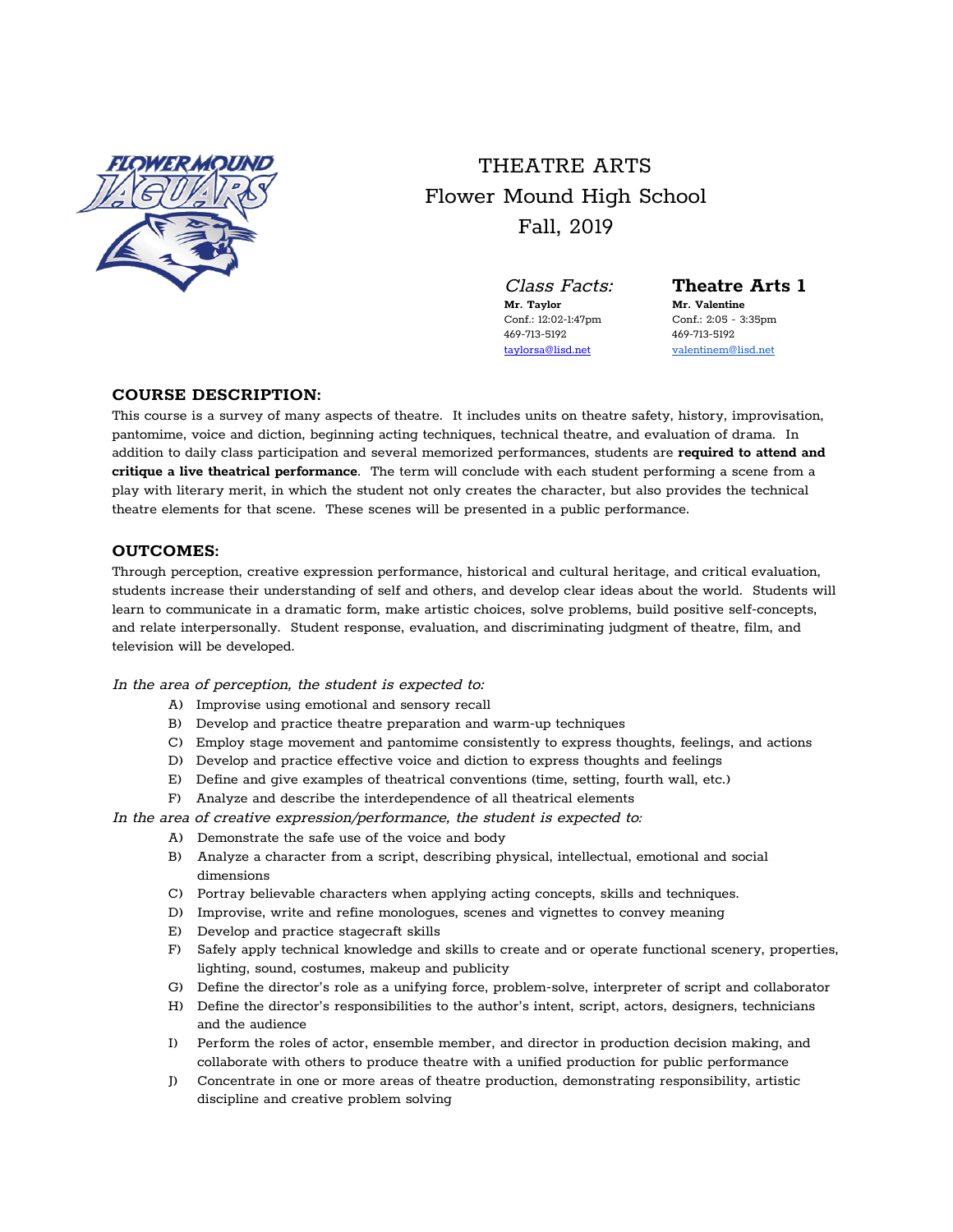# THEATRE ARTS
## Flower Mound High School
## Fall, 2019

*Class Facts:* **Theatre Arts 1**

| Mr. Taylor | Mr. Valentine |
|---|---|
| Conf.: 12:02-1:47pm | Conf.: 2:05 - 3:35pm |
| 469-713-5192 | 469-713-5192 |
| taylorsa@lisd.net | valentinem@lisd.net |

### COURSE DESCRIPTION:

This course is a survey of many aspects of theatre. It includes units on theatre safety, history, improvisation, pantomime, voice and diction, beginning acting techniques, technical theatre, and evaluation of drama. In addition to daily class participation and several memorized performances, students are **required to attend and critique a live theatrical performance**. The term will conclude with each student performing a scene from a play with literary merit, in which the student not only creates the character, but also provides the technical theatre elements for that scene. These scenes will be presented in a public performance.

### OUTCOMES:

Through perception, creative expression performance, historical and cultural heritage, and critical evaluation, students increase their understanding of self and others, and develop clear ideas about the world. Students will learn to communicate in a dramatic form, make artistic choices, solve problems, build positive self-concepts, and relate interpersonally. Student response, evaluation, and discriminating judgment of theatre, film, and television will be developed.

*In the area of perception, the student is expected to:*

A) Improvise using emotional and sensory recall
B) Develop and practice theatre preparation and warm-up techniques
C) Employ stage movement and pantomime consistently to express thoughts, feelings, and actions
D) Develop and practice effective voice and diction to express thoughts and feelings
E) Define and give examples of theatrical conventions (time, setting, fourth wall, etc.)
F) Analyze and describe the interdependence of all theatrical elements

*In the area of creative expression/performance, the student is expected to:*

A) Demonstrate the safe use of the voice and body
B) Analyze a character from a script, describing physical, intellectual, emotional and social dimensions
C) Portray believable characters when applying acting concepts, skills and techniques.
D) Improvise, write and refine monologues, scenes and vignettes to convey meaning
E) Develop and practice stagecraft skills
F) Safely apply technical knowledge and skills to create and or operate functional scenery, properties, lighting, sound, costumes, makeup and publicity
G) Define the director's role as a unifying force, problem-solve, interpreter of script and collaborator
H) Define the director's responsibilities to the author's intent, script, actors, designers, technicians and the audience
I) Perform the roles of actor, ensemble member, and director in production decision making, and collaborate with others to produce theatre with a unified production for public performance
J) Concentrate in one or more areas of theatre production, demonstrating responsibility, artistic discipline and creative problem solving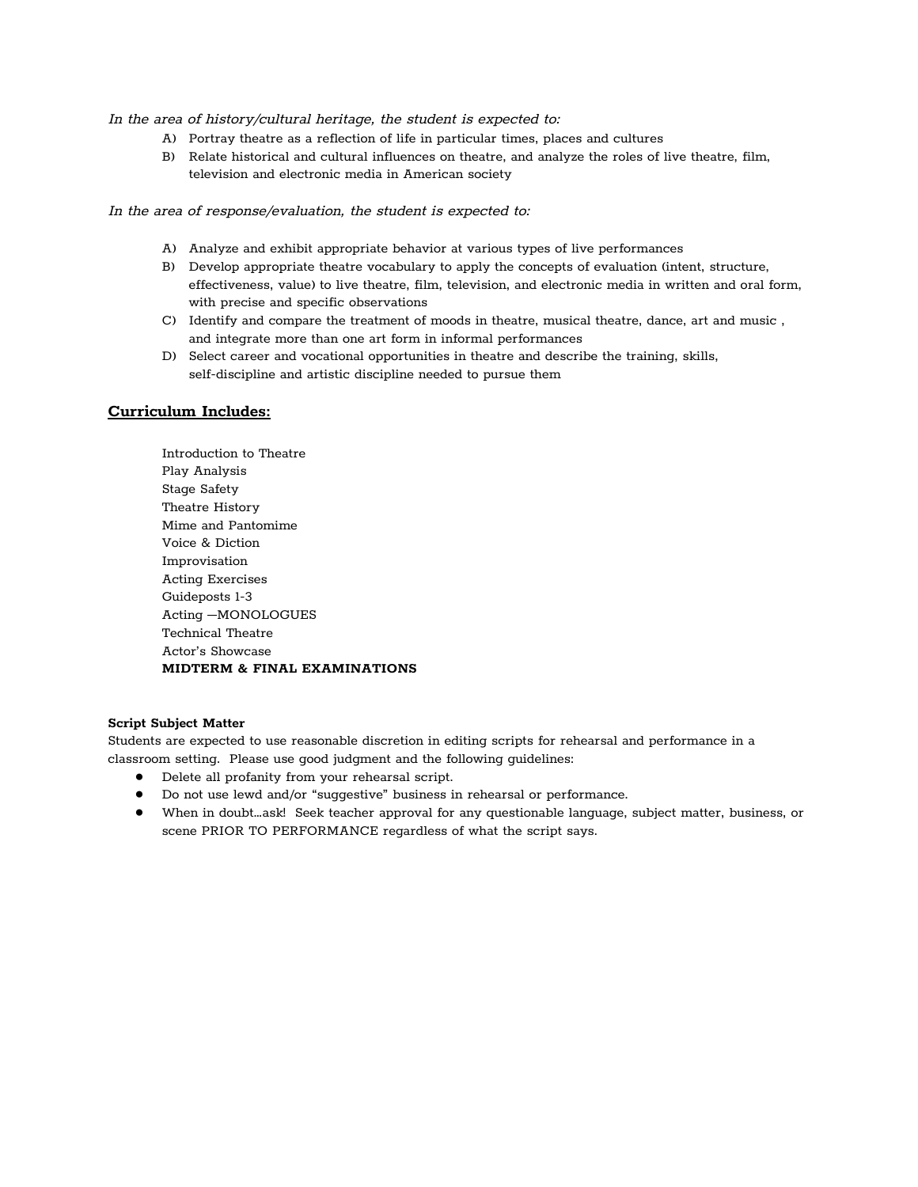*In the area of history/cultural heritage, the student is expected to:*

A) Portray theatre as a reflection of life in particular times, places and cultures
B) Relate historical and cultural influences on theatre, and analyze the roles of live theatre, film, television and electronic media in American society

*In the area of response/evaluation, the student is expected to:*

A) Analyze and exhibit appropriate behavior at various types of live performances
B) Develop appropriate theatre vocabulary to apply the concepts of evaluation (intent, structure, effectiveness, value) to live theatre, film, television, and electronic media in written and oral form, with precise and specific observations
C) Identify and compare the treatment of moods in theatre, musical theatre, dance, art and music , and integrate more than one art form in informal performances
D) Select career and vocational opportunities in theatre and describe the training, skills, self-discipline and artistic discipline needed to pursue them

## **Curriculum Includes:**

Introduction to Theatre
Play Analysis
Stage Safety
Theatre History
Mime and Pantomime
Voice & Diction
Improvisation
Acting Exercises
Guideposts 1-3
Acting —MONOLOGUES
Technical Theatre
Actor's Showcase
**MIDTERM & FINAL EXAMINATIONS**

**Script Subject Matter**

Students are expected to use reasonable discretion in editing scripts for rehearsal and performance in a classroom setting. Please use good judgment and the following guidelines:

- Delete all profanity from your rehearsal script.
- Do not use lewd and/or "suggestive" business in rehearsal or performance.
- When in doubt…ask! Seek teacher approval for any questionable language, subject matter, business, or scene PRIOR TO PERFORMANCE regardless of what the script says.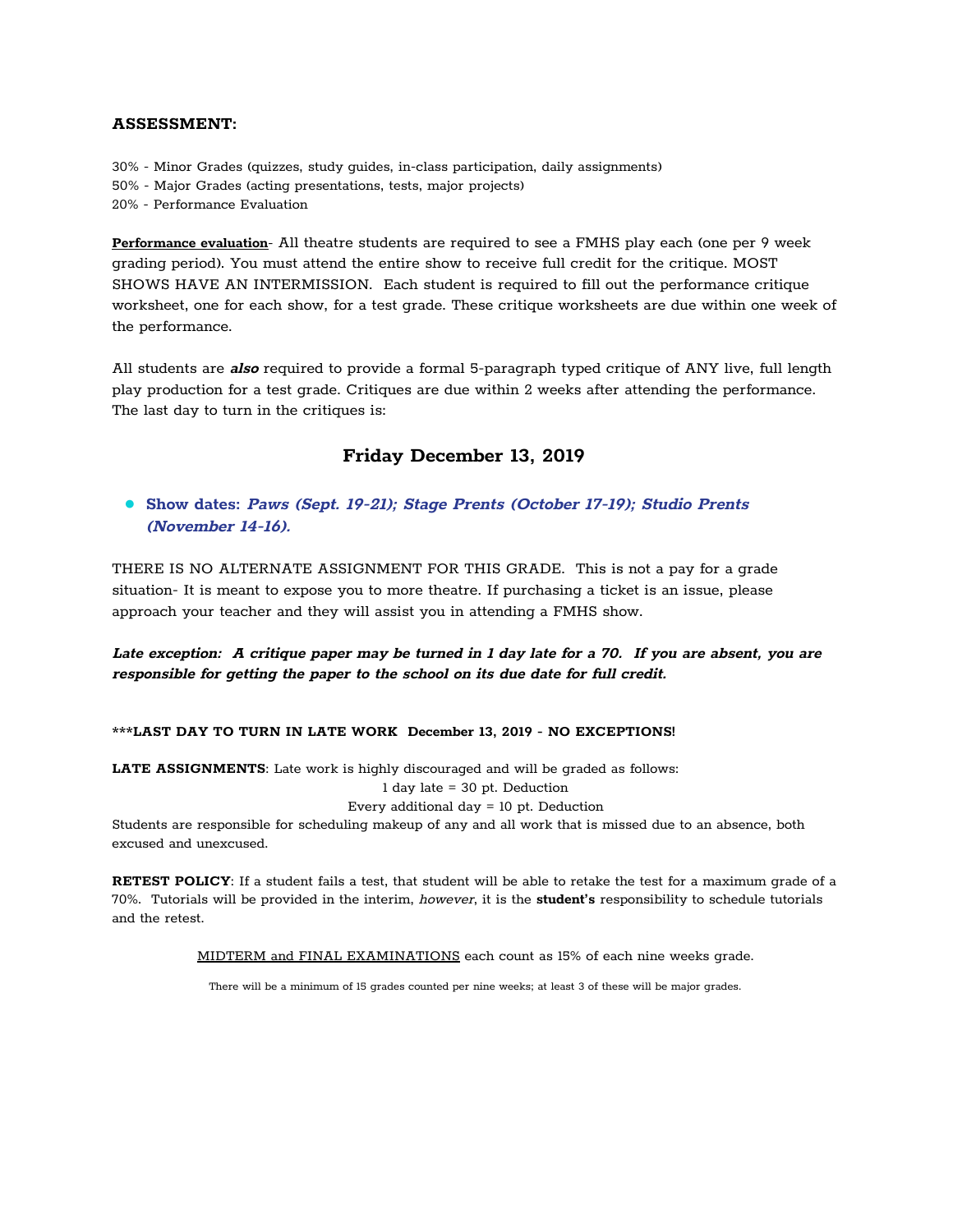**ASSESSMENT:**

30% - Minor Grades (quizzes, study guides, in-class participation, daily assignments)
50% - Major Grades (acting presentations, tests, major projects)
20% - Performance Evaluation

**Performance evaluation**- All theatre students are required to see a FMHS play each (one per 9 week grading period). You must attend the entire show to receive full credit for the critique. MOST SHOWS HAVE AN INTERMISSION. Each student is required to fill out the performance critique worksheet, one for each show, for a test grade. These critique worksheets are due within one week of the performance.

All students are ***also*** required to provide a formal 5-paragraph typed critique of ANY live, full length play production for a test grade. Critiques are due within 2 weeks after attending the performance. The last day to turn in the critiques is:

### Friday December 13, 2019

- **Show dates: *Paws (Sept. 19-21); Stage Prents (October 17-19); Studio Prents (November 14-16).***

THERE IS NO ALTERNATE ASSIGNMENT FOR THIS GRADE. This is not a pay for a grade situation- It is meant to expose you to more theatre. If purchasing a ticket is an issue, please approach your teacher and they will assist you in attending a FMHS show.

***Late exception: A critique paper may be turned in 1 day late for a 70. If you are absent, you are responsible for getting the paper to the school on its due date for full credit.***

**\*\*\*LAST DAY TO TURN IN LATE WORK December 13, 2019 - NO EXCEPTIONS!**

**LATE ASSIGNMENTS**: Late work is highly discouraged and will be graded as follows:

1 day late = 30 pt. Deduction
Every additional day = 10 pt. Deduction

Students are responsible for scheduling makeup of any and all work that is missed due to an absence, both excused and unexcused.

**RETEST POLICY**: If a student fails a test, that student will be able to retake the test for a maximum grade of a 70%. Tutorials will be provided in the interim, *however*, it is the **student's** responsibility to schedule tutorials and the retest.

MIDTERM and FINAL EXAMINATIONS each count as 15% of each nine weeks grade.

There will be a minimum of 15 grades counted per nine weeks; at least 3 of these will be major grades.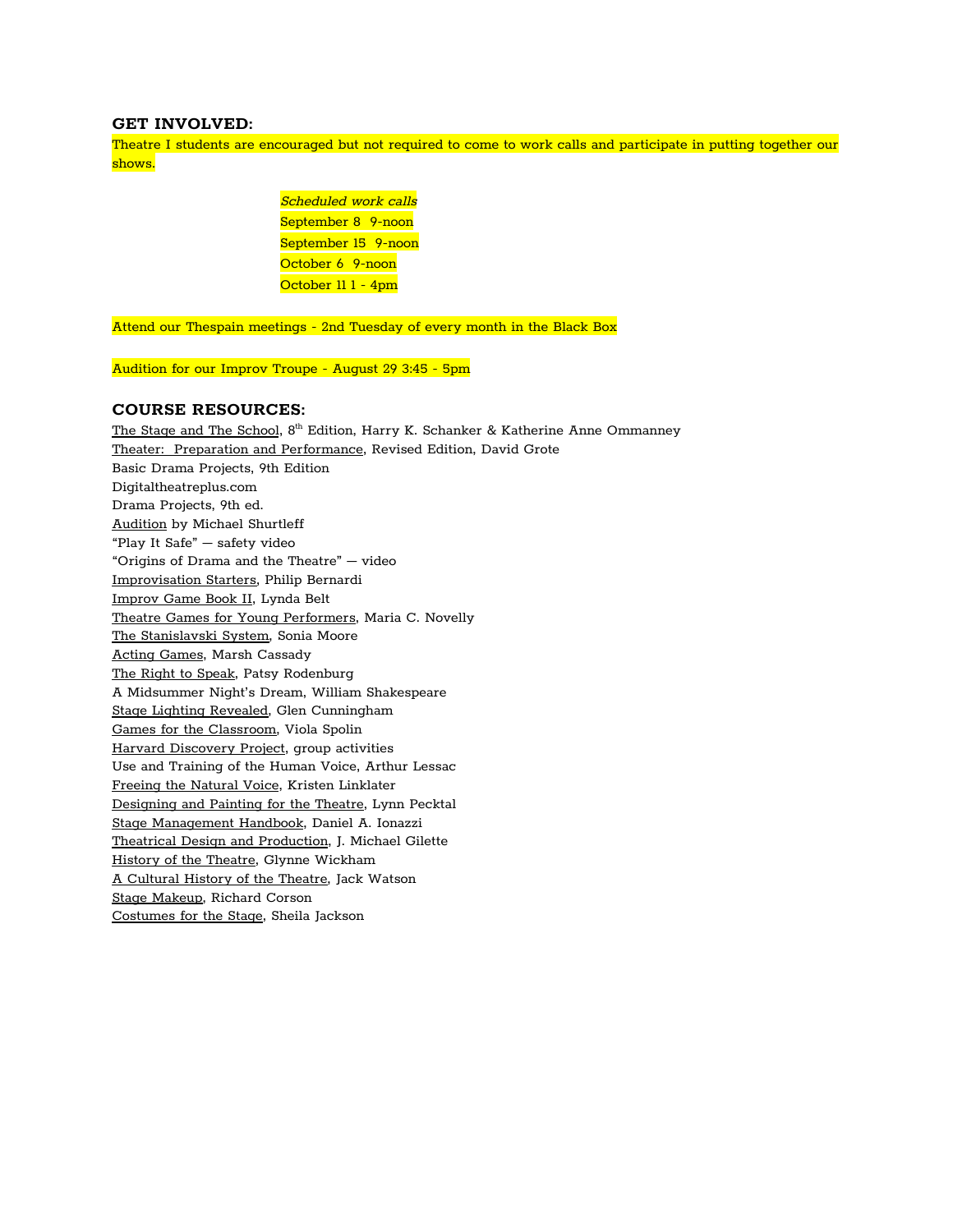### GET INVOLVED:

Theatre I students are encouraged but not required to come to work calls and participate in putting together our shows.

*Scheduled work calls*
September 8  9-noon
September 15  9-noon
October 6  9-noon
October 11 1 - 4pm

Attend our Thespain meetings - 2nd Tuesday of every month in the Black Box

Audition for our Improv Troupe - August 29 3:45 - 5pm

### COURSE RESOURCES:

The Stage and The School, 8th Edition, Harry K. Schanker & Katherine Anne Ommanney
Theater:  Preparation and Performance, Revised Edition, David Grote
Basic Drama Projects, 9th Edition
Digitaltheatreplus.com
Drama Projects, 9th ed.
Audition by Michael Shurtleff
"Play It Safe" — safety video
"Origins of Drama and the Theatre" — video
Improvisation Starters, Philip Bernardi
Improv Game Book II, Lynda Belt
Theatre Games for Young Performers, Maria C. Novelly
The Stanislavski System, Sonia Moore
Acting Games, Marsh Cassady
The Right to Speak, Patsy Rodenburg
A Midsummer Night's Dream, William Shakespeare
Stage Lighting Revealed, Glen Cunningham
Games for the Classroom, Viola Spolin
Harvard Discovery Project, group activities
Use and Training of the Human Voice, Arthur Lessac
Freeing the Natural Voice, Kristen Linklater
Designing and Painting for the Theatre, Lynn Pecktal
Stage Management Handbook, Daniel A. Ionazzi
Theatrical Design and Production, J. Michael Gilette
History of the Theatre, Glynne Wickham
A Cultural History of the Theatre, Jack Watson
Stage Makeup, Richard Corson
Costumes for the Stage, Sheila Jackson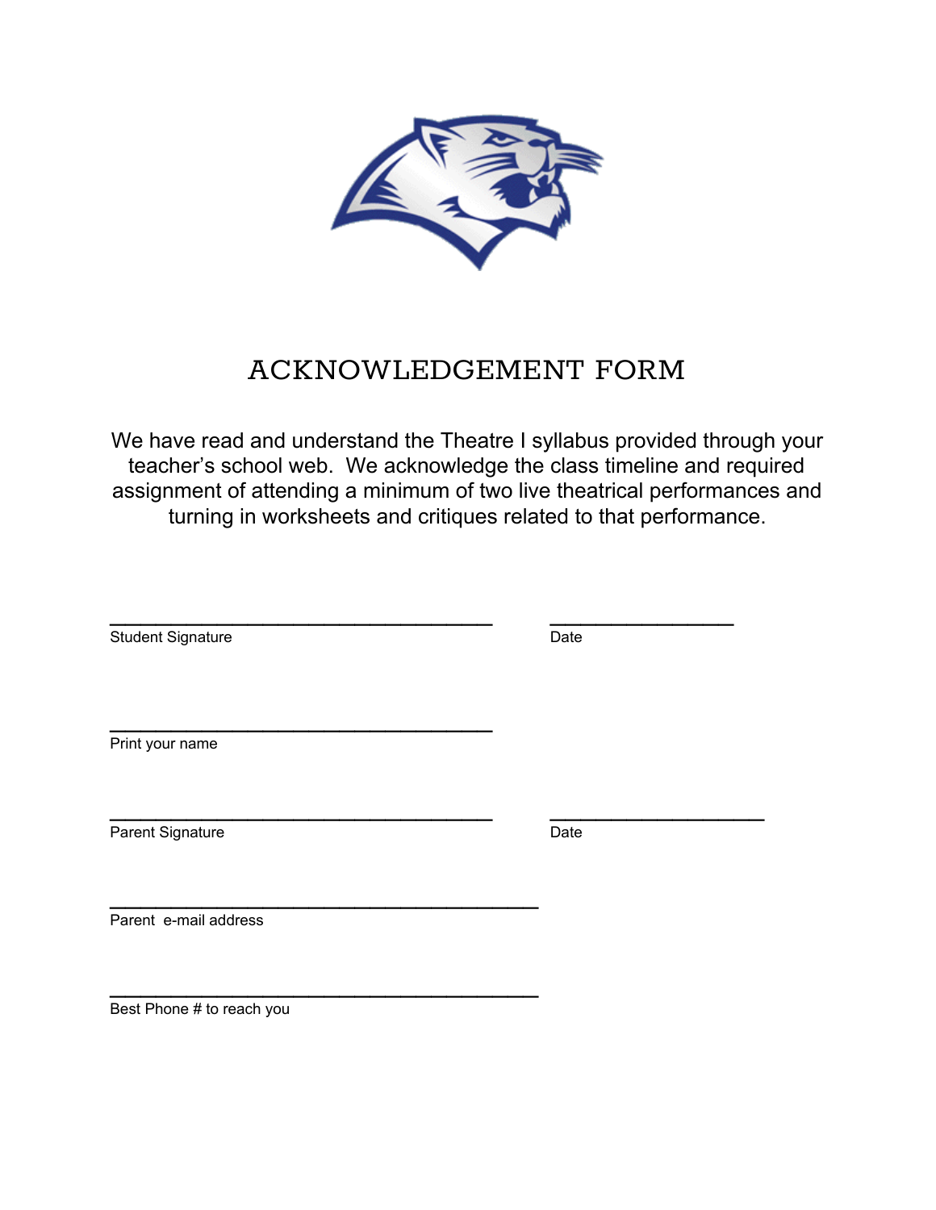# ACKNOWLEDGEMENT FORM

We have read and understand the Theatre I syllabus provided through your teacher's school web. We acknowledge the class timeline and required assignment of attending a minimum of two live theatrical performances and turning in worksheets and critiques related to that performance.

\_\_\_\_\_\_\_\_\_\_\_\_\_\_\_\_\_\_\_\_\_\_\_\_\_\_\_\_\_\_\_\_\_\_\_\_ \_\_\_\_\_\_\_\_\_\_\_\_\_\_\_\_\_\_

Student Signature Date

\_\_\_\_\_\_\_\_\_\_\_\_\_\_\_\_\_\_\_\_\_\_\_\_\_\_\_\_\_\_\_\_\_\_\_\_

Print your name

\_\_\_\_\_\_\_\_\_\_\_\_\_\_\_\_\_\_\_\_\_\_\_\_\_\_\_\_\_\_\_\_\_\_\_\_ \_\_\_\_\_\_\_\_\_\_\_\_\_\_\_\_\_\_\_\_

Parent Signature Date

\_\_\_\_\_\_\_\_\_\_\_\_\_\_\_\_\_\_\_\_\_\_\_\_\_\_\_\_\_\_\_\_\_\_\_\_\_\_\_\_

Parent e-mail address

\_\_\_\_\_\_\_\_\_\_\_\_\_\_\_\_\_\_\_\_\_\_\_\_\_\_\_\_\_\_\_\_\_\_\_\_\_\_\_\_

Best Phone # to reach you